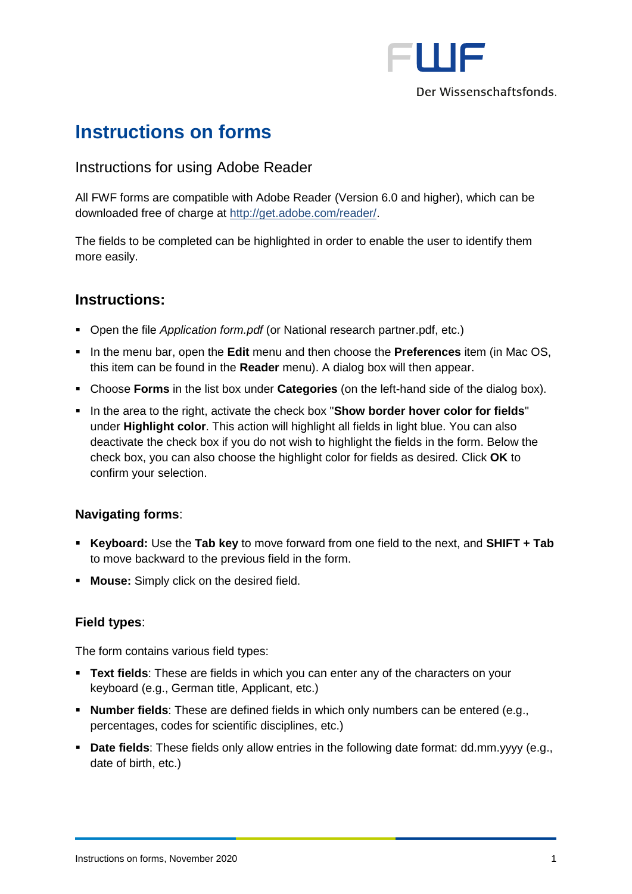# Instructions on forms

## Instructions for using Adobe Reader

All FWF forms are compatible with Adobe Reader (Version 6.0 and higher), which can be downloaded free of charge at http://get.adobe.com/reader/.

The fields to be completed can be highlighted in order to enable the user to identify them more easily.

## Instructions:

- Open the file *Application form.pdf* (or National research partner.pdf, etc.)
- In the menu bar, open the **Edit** menu and then choose the **Preferences** item (in Mac OS, this item can be found in the **Reader** menu). A dialog box will then appear.
- Choose **Forms** in the list box under **Categories** (on the left-hand side of the dialog box).
- In the area to the right, activate the check box "**Show border hover color for fields**" under **Highlight color**. This action will highlight all fields in light blue. You can also deactivate the check box if you do not wish to highlight the fields in the form. Below the check box, you can also choose the highlight color for fields as desired. Click **OK** to confirm your selection.

### Navigating forms:

- **Keyboard:** Use the **Tab key** to move forward from one field to the next, and **SHIFT + Tab** to move backward to the previous field in the form.
- **Mouse:** Simply click on the desired field.

### Field types:

The form contains various field types:

- **Text fields**: These are fields in which you can enter any of the characters on your keyboard (e.g., German title, Applicant, etc.)
- **Number fields**: These are defined fields in which only numbers can be entered (e.g., percentages, codes for scientific disciplines, etc.)
- **Date fields**: These fields only allow entries in the following date format: dd.mm.yyyy (e.g., date of birth, etc.)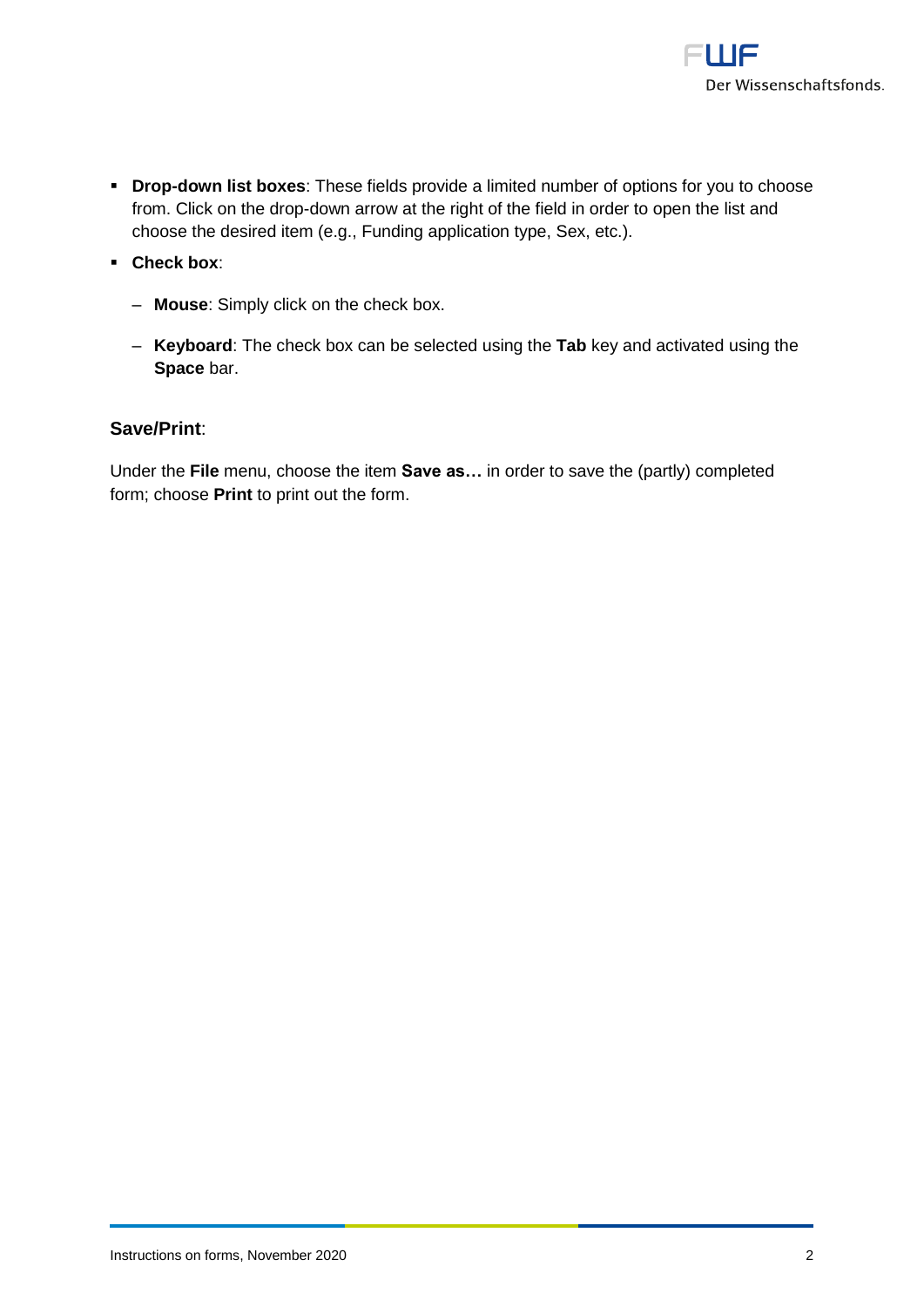- **Drop-down list boxes**: These fields provide a limited number of options for you to choose from. Click on the drop-down arrow at the right of the field in order to open the list and choose the desired item (e.g., Funding application type, Sex, etc.).
- **Check box**:
  - **Mouse**: Simply click on the check box.
  - **Keyboard**: The check box can be selected using the **Tab** key and activated using the **Space** bar.

### Save/Print:

Under the **File** menu, choose the item **Save as…** in order to save the (partly) completed form; choose **Print** to print out the form.